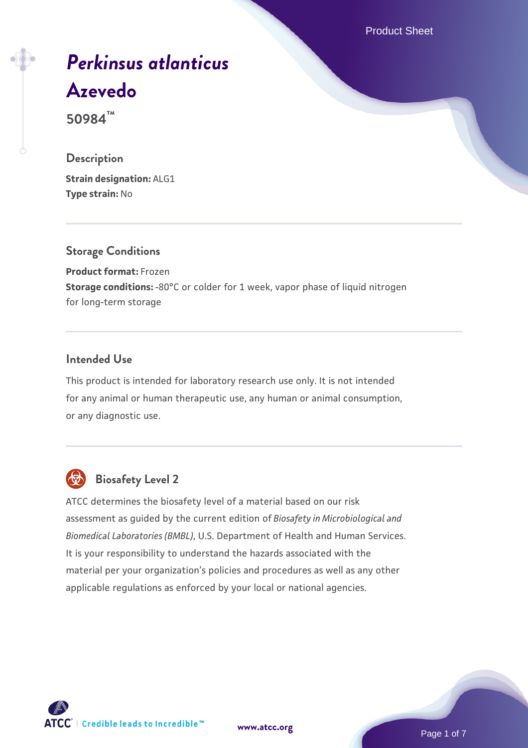# *Perkinsus atlanticus* Azevedo

**50984™**

## Description

**Strain designation:** ALG1
**Type strain:** No

## Storage Conditions

**Product format:** Frozen
**Storage conditions:** -80°C or colder for 1 week, vapor phase of liquid nitrogen for long-term storage

## Intended Use

This product is intended for laboratory research use only. It is not intended for any animal or human therapeutic use, any human or animal consumption, or any diagnostic use.

## Biosafety Level 2

ATCC determines the biosafety level of a material based on our risk assessment as guided by the current edition of *Biosafety in Microbiological and Biomedical Laboratories (BMBL)*, U.S. Department of Health and Human Services. It is your responsibility to understand the hazards associated with the material per your organization's policies and procedures as well as any other applicable regulations as enforced by your local or national agencies.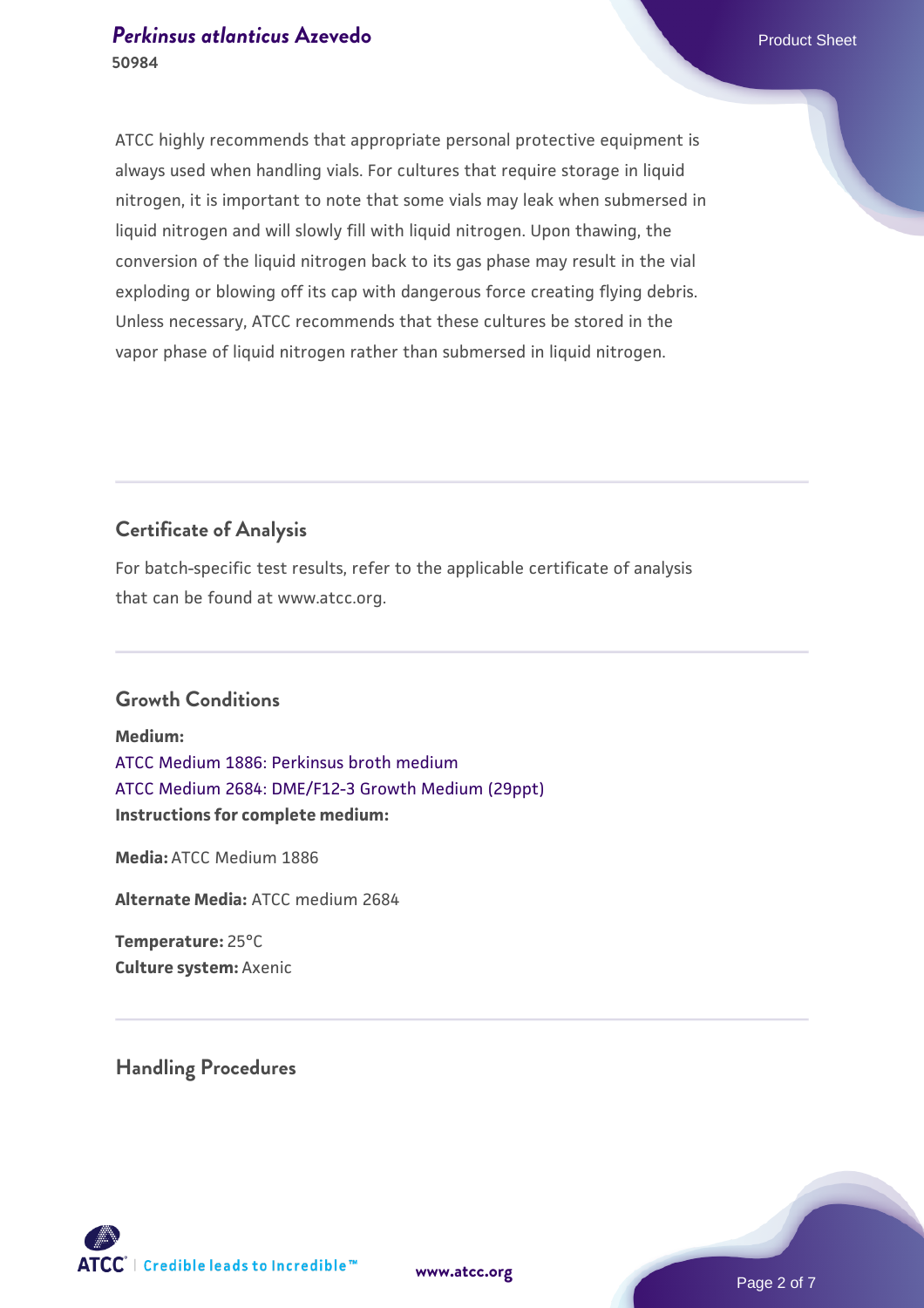ATCC highly recommends that appropriate personal protective equipment is always used when handling vials. For cultures that require storage in liquid nitrogen, it is important to note that some vials may leak when submersed in liquid nitrogen and will slowly fill with liquid nitrogen. Upon thawing, the conversion of the liquid nitrogen back to its gas phase may result in the vial exploding or blowing off its cap with dangerous force creating flying debris. Unless necessary, ATCC recommends that these cultures be stored in the vapor phase of liquid nitrogen rather than submersed in liquid nitrogen.

## Certificate of Analysis

For batch-specific test results, refer to the applicable certificate of analysis that can be found at www.atcc.org.

## Growth Conditions

**Medium:**
ATCC Medium 1886: Perkinsus broth medium
ATCC Medium 2684: DME/F12-3 Growth Medium (29ppt)
**Instructions for complete medium:**

**Media:** ATCC Medium 1886

**Alternate Media:** ATCC medium 2684

**Temperature:** 25°C
**Culture system:** Axenic

## Handling Procedures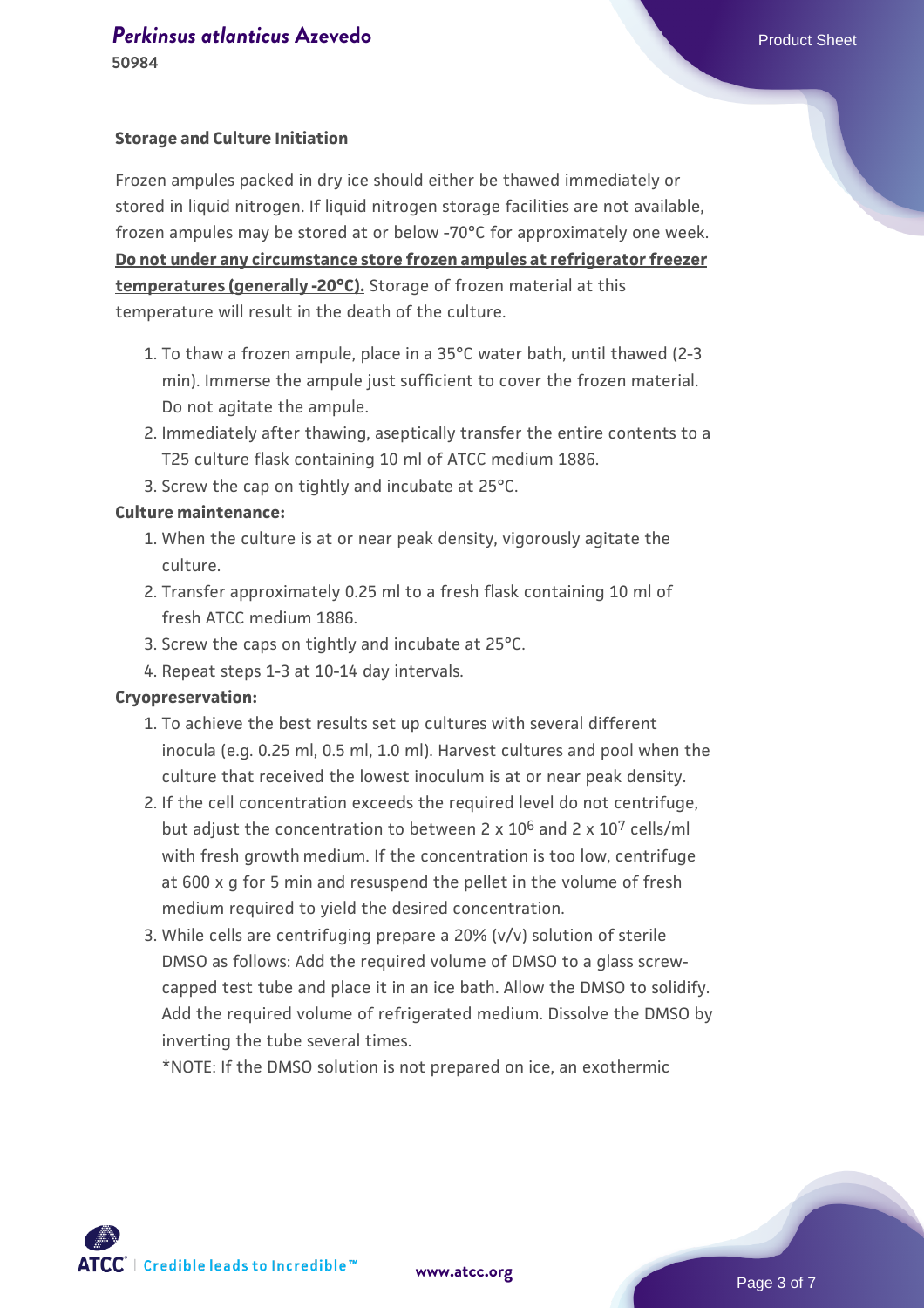### Storage and Culture Initiation

Frozen ampules packed in dry ice should either be thawed immediately or stored in liquid nitrogen. If liquid nitrogen storage facilities are not available, frozen ampules may be stored at or below -70°C for approximately one week. **Do not under any circumstance store frozen ampules at refrigerator freezer temperatures (generally -20°C).** Storage of frozen material at this temperature will result in the death of the culture.

1. To thaw a frozen ampule, place in a 35°C water bath, until thawed (2-3 min). Immerse the ampule just sufficient to cover the frozen material. Do not agitate the ampule.
2. Immediately after thawing, aseptically transfer the entire contents to a T25 culture flask containing 10 ml of ATCC medium 1886.
3. Screw the cap on tightly and incubate at 25°C.

**Culture maintenance:**

1. When the culture is at or near peak density, vigorously agitate the culture.
2. Transfer approximately 0.25 ml to a fresh flask containing 10 ml of fresh ATCC medium 1886.
3. Screw the caps on tightly and incubate at 25°C.
4. Repeat steps 1-3 at 10-14 day intervals.

**Cryopreservation:**

1. To achieve the best results set up cultures with several different inocula (e.g. 0.25 ml, 0.5 ml, 1.0 ml). Harvest cultures and pool when the culture that received the lowest inoculum is at or near peak density.
2. If the cell concentration exceeds the required level do not centrifuge, but adjust the concentration to between $2 \times 10^6$ and $2 \times 10^7$ cells/ml with fresh growth medium. If the concentration is too low, centrifuge at 600 x g for 5 min and resuspend the pellet in the volume of fresh medium required to yield the desired concentration.
3. While cells are centrifuging prepare a 20% (v/v) solution of sterile DMSO as follows: Add the required volume of DMSO to a glass screw-capped test tube and place it in an ice bath. Allow the DMSO to solidify. Add the required volume of refrigerated medium. Dissolve the DMSO by inverting the tube several times.

   *NOTE: If the DMSO solution is not prepared on ice, an exothermic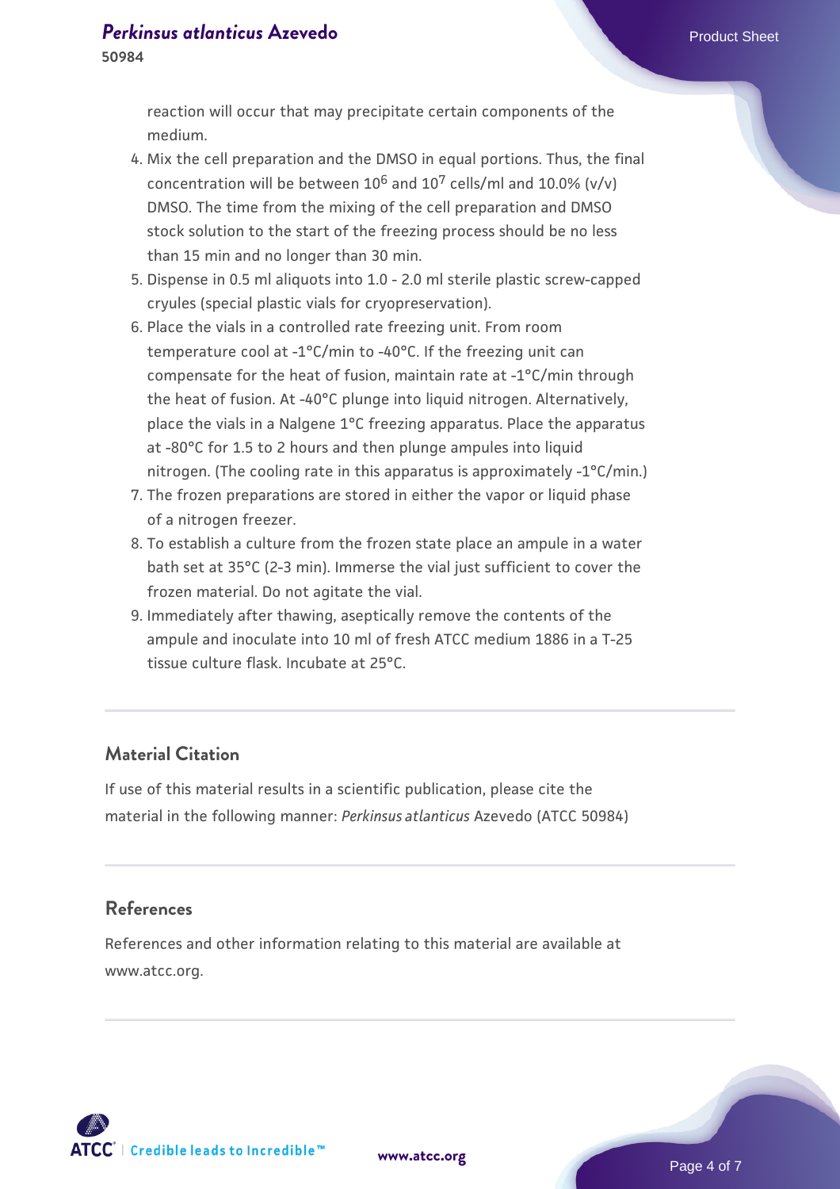reaction will occur that may precipitate certain components of the medium.

4. Mix the cell preparation and the DMSO in equal portions. Thus, the final concentration will be between $10^6$ and $10^7$ cells/ml and 10.0% (v/v) DMSO. The time from the mixing of the cell preparation and DMSO stock solution to the start of the freezing process should be no less than 15 min and no longer than 30 min.
5. Dispense in 0.5 ml aliquots into 1.0 - 2.0 ml sterile plastic screw-capped cryules (special plastic vials for cryopreservation).
6. Place the vials in a controlled rate freezing unit. From room temperature cool at -1°C/min to -40°C. If the freezing unit can compensate for the heat of fusion, maintain rate at -1°C/min through the heat of fusion. At -40°C plunge into liquid nitrogen. Alternatively, place the vials in a Nalgene 1°C freezing apparatus. Place the apparatus at -80°C for 1.5 to 2 hours and then plunge ampules into liquid nitrogen. (The cooling rate in this apparatus is approximately -1°C/min.)
7. The frozen preparations are stored in either the vapor or liquid phase of a nitrogen freezer.
8. To establish a culture from the frozen state place an ampule in a water bath set at 35°C (2-3 min). Immerse the vial just sufficient to cover the frozen material. Do not agitate the vial.
9. Immediately after thawing, aseptically remove the contents of the ampule and inoculate into 10 ml of fresh ATCC medium 1886 in a T-25 tissue culture flask. Incubate at 25°C.

## Material Citation

If use of this material results in a scientific publication, please cite the material in the following manner: *Perkinsus atlanticus* Azevedo (ATCC 50984)

## References

References and other information relating to this material are available at www.atcc.org.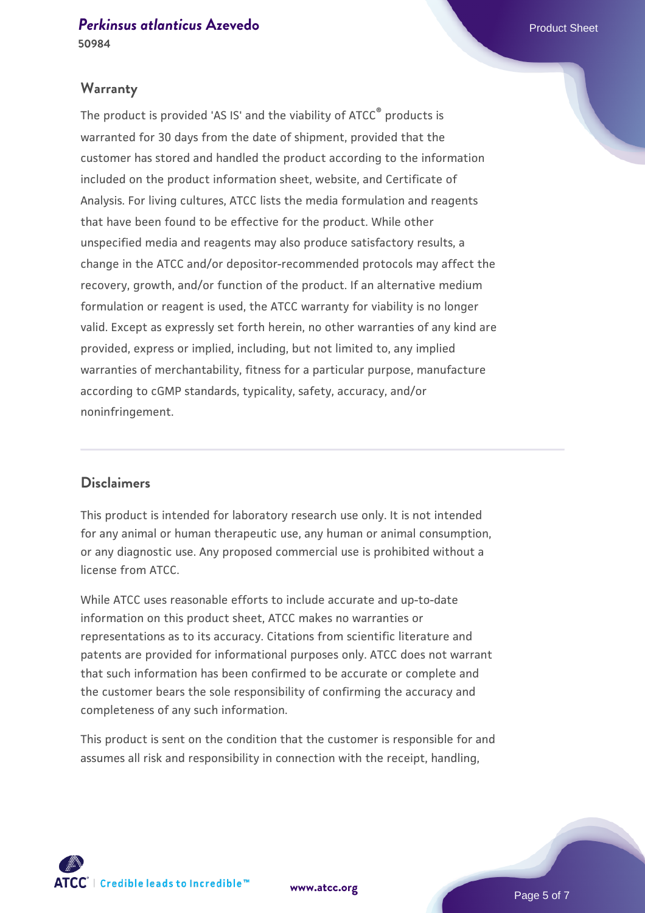## Warranty

The product is provided 'AS IS' and the viability of ATCC® products is warranted for 30 days from the date of shipment, provided that the customer has stored and handled the product according to the information included on the product information sheet, website, and Certificate of Analysis. For living cultures, ATCC lists the media formulation and reagents that have been found to be effective for the product. While other unspecified media and reagents may also produce satisfactory results, a change in the ATCC and/or depositor-recommended protocols may affect the recovery, growth, and/or function of the product. If an alternative medium formulation or reagent is used, the ATCC warranty for viability is no longer valid. Except as expressly set forth herein, no other warranties of any kind are provided, express or implied, including, but not limited to, any implied warranties of merchantability, fitness for a particular purpose, manufacture according to cGMP standards, typicality, safety, accuracy, and/or noninfringement.

## Disclaimers

This product is intended for laboratory research use only. It is not intended for any animal or human therapeutic use, any human or animal consumption, or any diagnostic use. Any proposed commercial use is prohibited without a license from ATCC.

While ATCC uses reasonable efforts to include accurate and up-to-date information on this product sheet, ATCC makes no warranties or representations as to its accuracy. Citations from scientific literature and patents are provided for informational purposes only. ATCC does not warrant that such information has been confirmed to be accurate or complete and the customer bears the sole responsibility of confirming the accuracy and completeness of any such information.

This product is sent on the condition that the customer is responsible for and assumes all risk and responsibility in connection with the receipt, handling,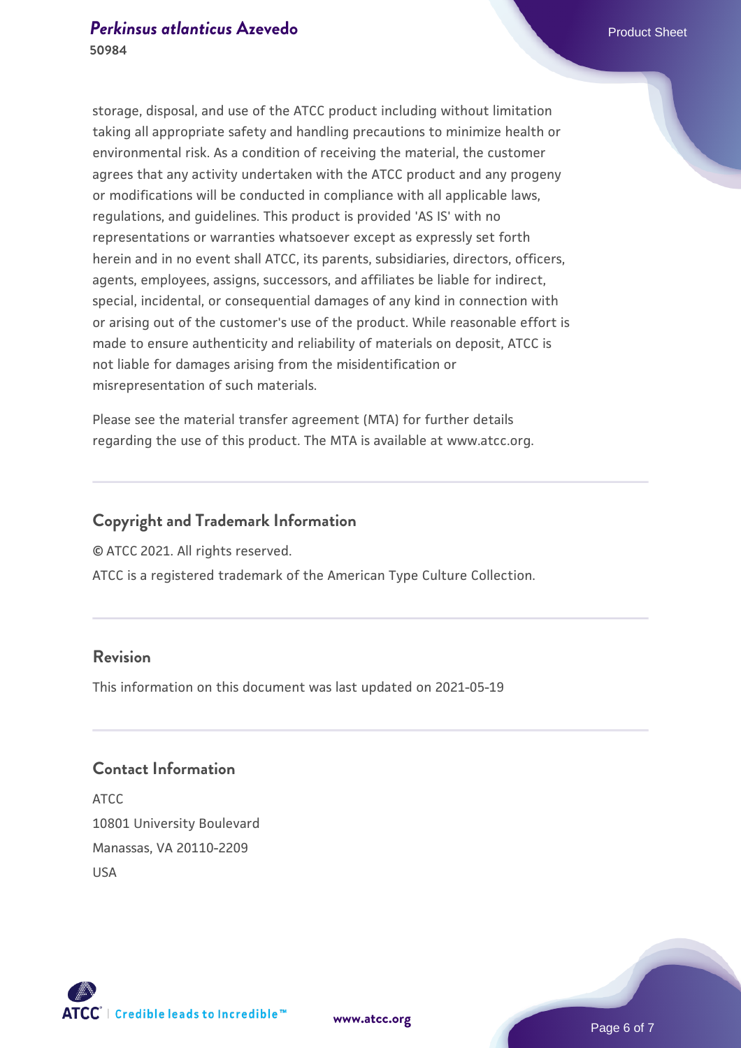storage, disposal, and use of the ATCC product including without limitation taking all appropriate safety and handling precautions to minimize health or environmental risk. As a condition of receiving the material, the customer agrees that any activity undertaken with the ATCC product and any progeny or modifications will be conducted in compliance with all applicable laws, regulations, and guidelines. This product is provided 'AS IS' with no representations or warranties whatsoever except as expressly set forth herein and in no event shall ATCC, its parents, subsidiaries, directors, officers, agents, employees, assigns, successors, and affiliates be liable for indirect, special, incidental, or consequential damages of any kind in connection with or arising out of the customer's use of the product. While reasonable effort is made to ensure authenticity and reliability of materials on deposit, ATCC is not liable for damages arising from the misidentification or misrepresentation of such materials.

Please see the material transfer agreement (MTA) for further details regarding the use of this product. The MTA is available at www.atcc.org.

## Copyright and Trademark Information

© ATCC 2021. All rights reserved.

ATCC is a registered trademark of the American Type Culture Collection.

## Revision

This information on this document was last updated on 2021-05-19

## Contact Information

ATCC
10801 University Boulevard
Manassas, VA 20110-2209
USA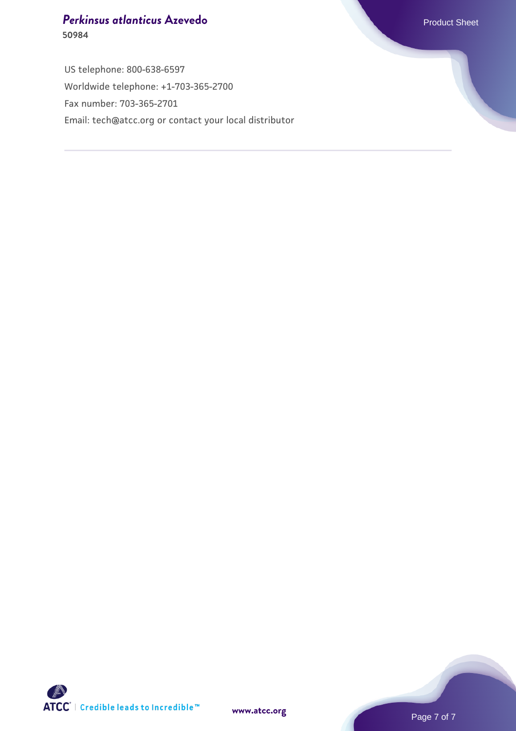US telephone: 800-638-6597

Worldwide telephone: +1-703-365-2700

Fax number: 703-365-2701

Email: tech@atcc.org or contact your local distributor